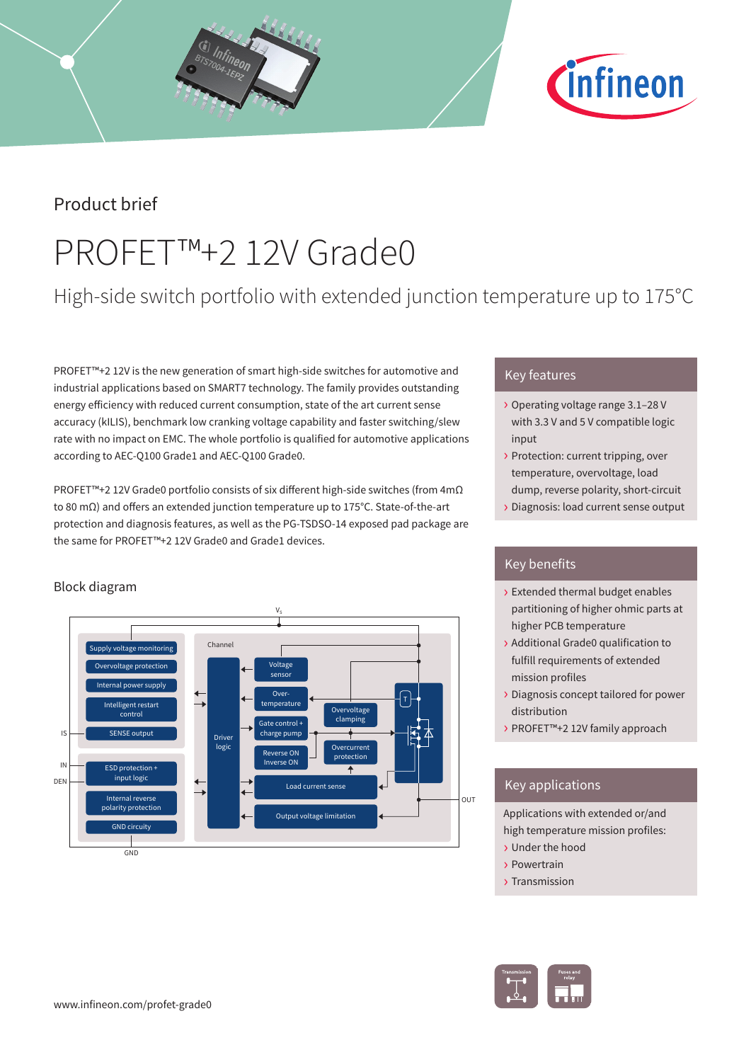Product brief

# PROFET™+2 12V Grade0

## High-side switch portfolio with extended junction temperature up to 175°C

PROFET™+2 12V is the new generation of smart high-side switches for automotive and industrial applications based on SMART7 technology. The family provides outstanding energy efficiency with reduced current consumption, state of the art current sense accuracy (kILIS), benchmark low cranking voltage capability and faster switching/slew rate with no impact on EMC. The whole portfolio is qualified for automotive applications according to AEC-Q100 Grade1 and AEC-Q100 Grade0.

PROFET™+2 12V Grade0 portfolio consists of six different high-side switches (from 4mΩ to 80 mΩ) and offers an extended junction temperature up to 175°C. State-of-the-art protection and diagnosis features, as well as the PG-TSDSO-14 exposed pad package are the same for PROFET™+2 12V Grade0 and Grade1 devices.

### Block diagram

$V_S$

Supply voltage monitoring
Overvoltage protection
Internal power supply
Intelligent restart control
SENSE output
ESD protection + input logic
Internal reverse polarity protection
GND circuity

Channel
Driver logic
Voltage sensor
Over-temperature
Gate control + charge pump
Reverse ON Inverse ON
Overvoltage clamping
Overcurrent protection
Load current sense
Output voltage limitation

IS, IN, DEN, GND, OUT

### Key features

- Operating voltage range 3.1–28 V with 3.3 V and 5 V compatible logic input
- Protection: current tripping, over temperature, overvoltage, load dump, reverse polarity, short-circuit
- Diagnosis: load current sense output

### Key benefits

- Extended thermal budget enables partitioning of higher ohmic parts at higher PCB temperature
- Additional Grade0 qualification to fulfill requirements of extended mission profiles
- Diagnosis concept tailored for power distribution
- PROFET™+2 12V family approach

### Key applications

Applications with extended or/and high temperature mission profiles:

- Under the hood
- Powertrain
- Transmission

Transmission | Fuses and relay

www.infineon.com/profet-grade0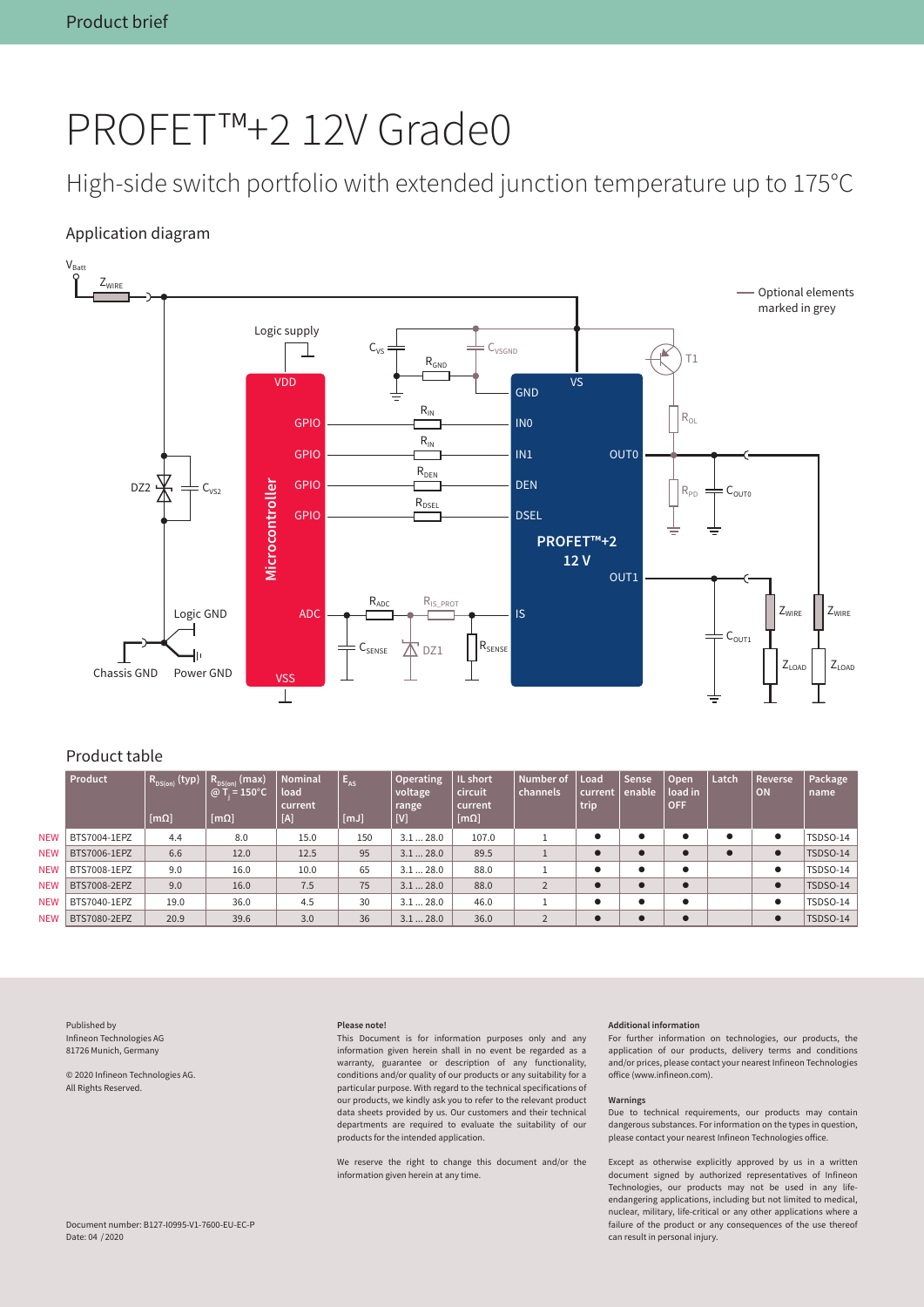# PROFET™+2 12V Grade0

## High-side switch portfolio with extended junction temperature up to 175°C

### Application diagram

$V_{Batt}$

$Z_{WIRE}$

Optional elements marked in grey

Logic supply

$C_{VS}$ $C_{VSGND}$ $R_{GND}$

VDD GND VS

T1

GPIO $R_{IN}$ IN0

GPIO $R_{IN}$ IN1 OUT0

$R_{OL}$

DZ2 $C_{VS2}$

GPIO $R_{DEN}$ DEN

$R_{PD}$ $C_{OUT0}$

GPIO $R_{DSEL}$ DSEL

Microcontroller

PROFET™+2 12 V

OUT1

Logic GND

ADC $R_{ADC}$ $R_{IS\_PROT}$ IS

$Z_{WIRE}$ $Z_{WIRE}$

$C_{SENSE}$ DZ1 $R_{SENSE}$ $C_{OUT1}$

Chassis GND Power GND

VSS

$Z_{LOAD}$ $Z_{LOAD}$

### Product table

| | Product | $R_{DS(on)}$ (typ) [mΩ] | $R_{DS(on)}$ (max) @ $T_j$ = 150°C [mΩ] | Nominal load current [A] | $E_{AS}$ [mJ] | Operating voltage range [V] | IL short circuit current [mΩ] | Number of channels | Load current trip | Sense enable | Open load in OFF | Latch | Reverse ON | Package name |
|---|---|---|---|---|---|---|---|---|---|---|---|---|---|---|
| NEW | BTS7004-1EPZ | 4.4 | 8.0 | 15.0 | 150 | 3.1 … 28.0 | 107.0 | 1 | ● | ● | ● | ● | ● | TSDSO-14 |
| NEW | BTS7006-1EPZ | 6.6 | 12.0 | 12.5 | 95 | 3.1 … 28.0 | 89.5 | 1 | ● | ● | ● | ● | ● | TSDSO-14 |
| NEW | BTS7008-1EPZ | 9.0 | 16.0 | 10.0 | 65 | 3.1 … 28.0 | 88.0 | 1 | ● | ● | ● | | ● | TSDSO-14 |
| NEW | BTS7008-2EPZ | 9.0 | 16.0 | 7.5 | 75 | 3.1 … 28.0 | 88.0 | 2 | ● | ● | ● | | ● | TSDSO-14 |
| NEW | BTS7040-1EPZ | 19.0 | 36.0 | 4.5 | 30 | 3.1 … 28.0 | 46.0 | 1 | ● | ● | ● | | ● | TSDSO-14 |
| NEW | BTS7080-2EPZ | 20.9 | 39.6 | 3.0 | 36 | 3.1 … 28.0 | 36.0 | 2 | ● | ● | ● | | ● | TSDSO-14 |

Published by
Infineon Technologies AG
81726 Munich, Germany

© 2020 Infineon Technologies AG.
All Rights Reserved.

Document number: B127-I0995-V1-7600-EU-EC-P
Date: 04 / 2020

**Please note!**
This Document is for information purposes only and any information given herein shall in no event be regarded as a warranty, guarantee or description of any functionality, conditions and/or quality of our products or any suitability for a particular purpose. With regard to the technical specifications of our products, we kindly ask you to refer to the relevant product data sheets provided by us. Our customers and their technical departments are required to evaluate the suitability of our products for the intended application.

We reserve the right to change this document and/or the information given herein at any time.

**Additional information**
For further information on technologies, our products, the application of our products, delivery terms and conditions and/or prices, please contact your nearest Infineon Technologies office (www.infineon.com).

**Warnings**
Due to technical requirements, our products may contain dangerous substances. For information on the types in question, please contact your nearest Infineon Technologies office.

Except as otherwise explicitly approved by us in a written document signed by authorized representatives of Infineon Technologies, our products may not be used in any life-endangering applications, including but not limited to medical, nuclear, military, life-critical or any other applications where a failure of the product or any consequences of the use thereof can result in personal injury.